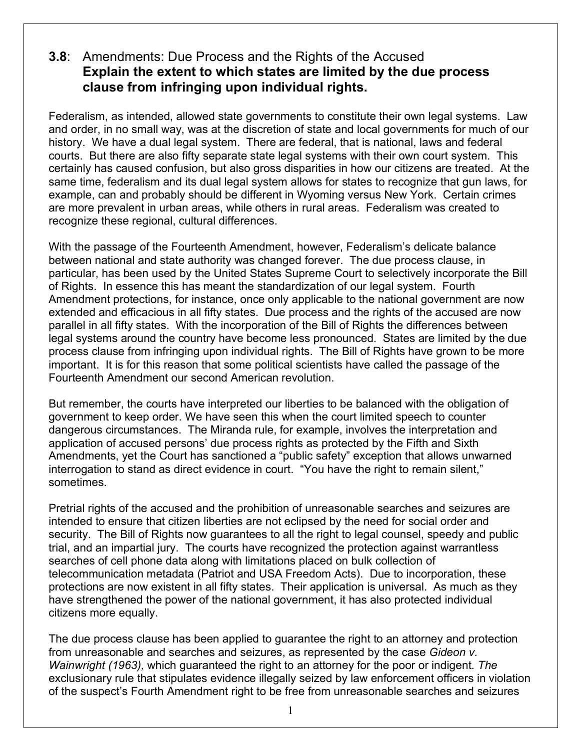**3.8**: Amendments: Due Process and the Rights of the Accused
**Explain the extent to which states are limited by the due process clause from infringing upon individual rights.**

Federalism, as intended, allowed state governments to constitute their own legal systems. Law and order, in no small way, was at the discretion of state and local governments for much of our history. We have a dual legal system. There are federal, that is national, laws and federal courts. But there are also fifty separate state legal systems with their own court system. This certainly has caused confusion, but also gross disparities in how our citizens are treated. At the same time, federalism and its dual legal system allows for states to recognize that gun laws, for example, can and probably should be different in Wyoming versus New York. Certain crimes are more prevalent in urban areas, while others in rural areas. Federalism was created to recognize these regional, cultural differences.

With the passage of the Fourteenth Amendment, however, Federalism's delicate balance between national and state authority was changed forever. The due process clause, in particular, has been used by the United States Supreme Court to selectively incorporate the Bill of Rights. In essence this has meant the standardization of our legal system. Fourth Amendment protections, for instance, once only applicable to the national government are now extended and efficacious in all fifty states. Due process and the rights of the accused are now parallel in all fifty states. With the incorporation of the Bill of Rights the differences between legal systems around the country have become less pronounced. States are limited by the due process clause from infringing upon individual rights. The Bill of Rights have grown to be more important. It is for this reason that some political scientists have called the passage of the Fourteenth Amendment our second American revolution.

But remember, the courts have interpreted our liberties to be balanced with the obligation of government to keep order. We have seen this when the court limited speech to counter dangerous circumstances. The Miranda rule, for example, involves the interpretation and application of accused persons' due process rights as protected by the Fifth and Sixth Amendments, yet the Court has sanctioned a "public safety" exception that allows unwarned interrogation to stand as direct evidence in court. "You have the right to remain silent," sometimes.

Pretrial rights of the accused and the prohibition of unreasonable searches and seizures are intended to ensure that citizen liberties are not eclipsed by the need for social order and security. The Bill of Rights now guarantees to all the right to legal counsel, speedy and public trial, and an impartial jury. The courts have recognized the protection against warrantless searches of cell phone data along with limitations placed on bulk collection of telecommunication metadata (Patriot and USA Freedom Acts). Due to incorporation, these protections are now existent in all fifty states. Their application is universal. As much as they have strengthened the power of the national government, it has also protected individual citizens more equally.

The due process clause has been applied to guarantee the right to an attorney and protection from unreasonable and searches and seizures, as represented by the case *Gideon v. Wainwright (1963),* which guaranteed the right to an attorney for the poor or indigent. *The* exclusionary rule that stipulates evidence illegally seized by law enforcement officers in violation of the suspect's Fourth Amendment right to be free from unreasonable searches and seizures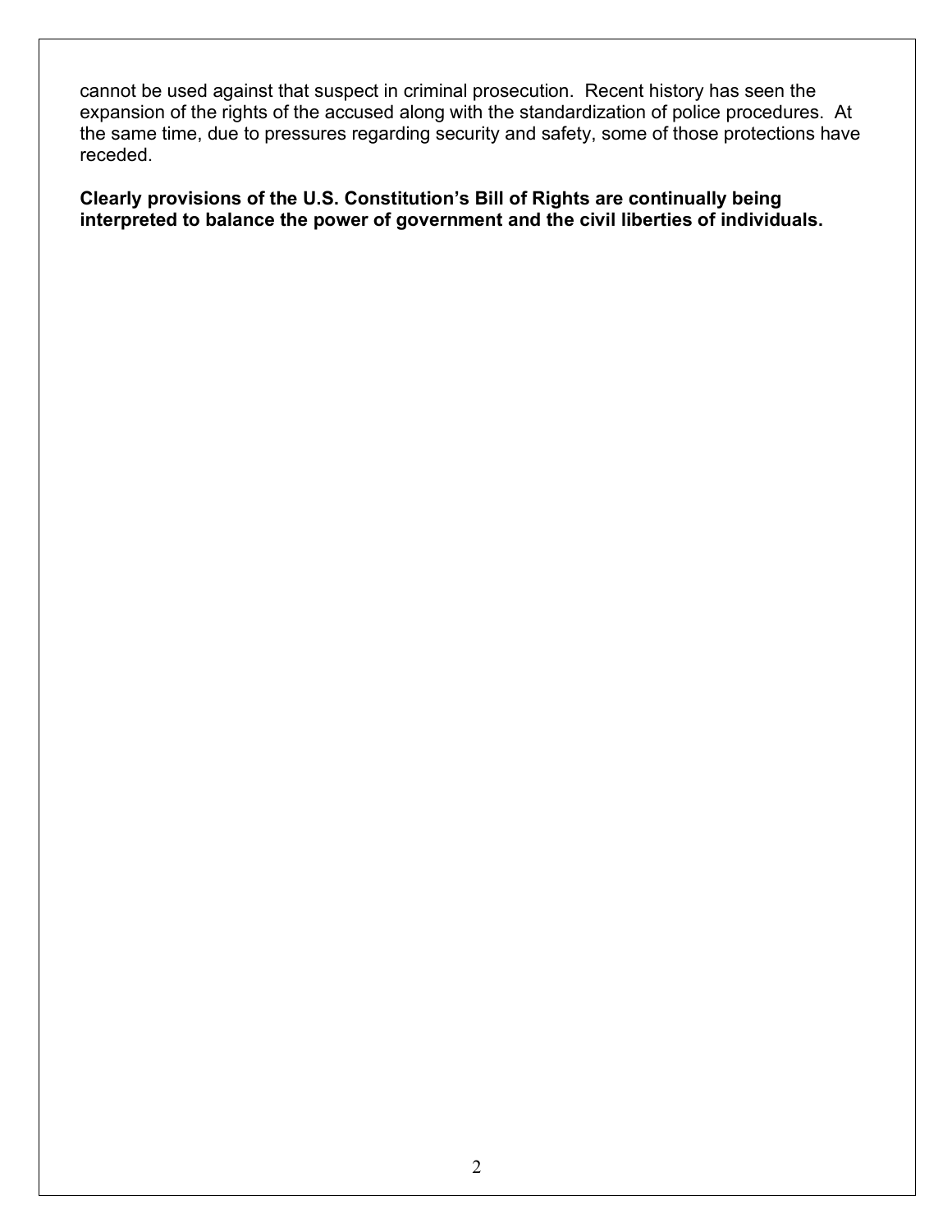cannot be used against that suspect in criminal prosecution. Recent history has seen the expansion of the rights of the accused along with the standardization of police procedures. At the same time, due to pressures regarding security and safety, some of those protections have receded.

**Clearly provisions of the U.S. Constitution's Bill of Rights are continually being interpreted to balance the power of government and the civil liberties of individuals.**